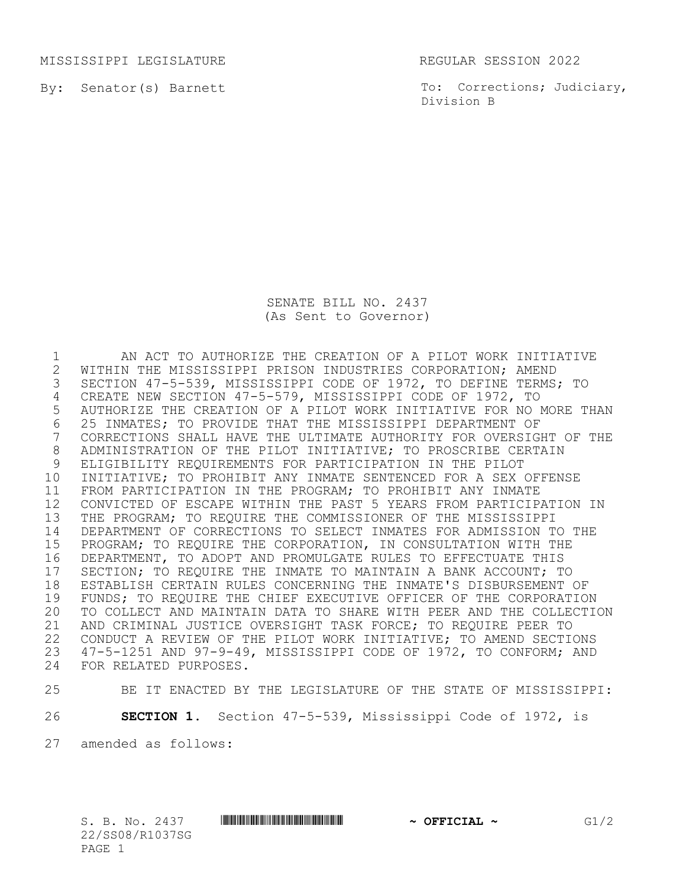MISSISSIPPI LEGISLATURE REGULAR SESSION 2022

By: Senator(s) Barnett

To: Corrections; Judiciary, Division B

# SENATE BILL NO. 2437
(As Sent to Governor)

AN ACT TO AUTHORIZE THE CREATION OF A PILOT WORK INITIATIVE WITHIN THE MISSISSIPPI PRISON INDUSTRIES CORPORATION; AMEND SECTION 47-5-539, MISSISSIPPI CODE OF 1972, TO DEFINE TERMS; TO CREATE NEW SECTION 47-5-579, MISSISSIPPI CODE OF 1972, TO AUTHORIZE THE CREATION OF A PILOT WORK INITIATIVE FOR NO MORE THAN 25 INMATES; TO PROVIDE THAT THE MISSISSIPPI DEPARTMENT OF CORRECTIONS SHALL HAVE THE ULTIMATE AUTHORITY FOR OVERSIGHT OF THE ADMINISTRATION OF THE PILOT INITIATIVE; TO PROSCRIBE CERTAIN ELIGIBILITY REQUIREMENTS FOR PARTICIPATION IN THE PILOT INITIATIVE; TO PROHIBIT ANY INMATE SENTENCED FOR A SEX OFFENSE FROM PARTICIPATION IN THE PROGRAM; TO PROHIBIT ANY INMATE CONVICTED OF ESCAPE WITHIN THE PAST 5 YEARS FROM PARTICIPATION IN THE PROGRAM; TO REQUIRE THE COMMISSIONER OF THE MISSISSIPPI DEPARTMENT OF CORRECTIONS TO SELECT INMATES FOR ADMISSION TO THE PROGRAM; TO REQUIRE THE CORPORATION, IN CONSULTATION WITH THE DEPARTMENT, TO ADOPT AND PROMULGATE RULES TO EFFECTUATE THIS SECTION; TO REQUIRE THE INMATE TO MAINTAIN A BANK ACCOUNT; TO ESTABLISH CERTAIN RULES CONCERNING THE INMATE'S DISBURSEMENT OF FUNDS; TO REQUIRE THE CHIEF EXECUTIVE OFFICER OF THE CORPORATION TO COLLECT AND MAINTAIN DATA TO SHARE WITH PEER AND THE COLLECTION AND CRIMINAL JUSTICE OVERSIGHT TASK FORCE; TO REQUIRE PEER TO CONDUCT A REVIEW OF THE PILOT WORK INITIATIVE; TO AMEND SECTIONS 47-5-1251 AND 97-9-49, MISSISSIPPI CODE OF 1972, TO CONFORM; AND FOR RELATED PURPOSES.

BE IT ENACTED BY THE LEGISLATURE OF THE STATE OF MISSISSIPPI:

**SECTION 1.** Section 47-5-539, Mississippi Code of 1972, is amended as follows: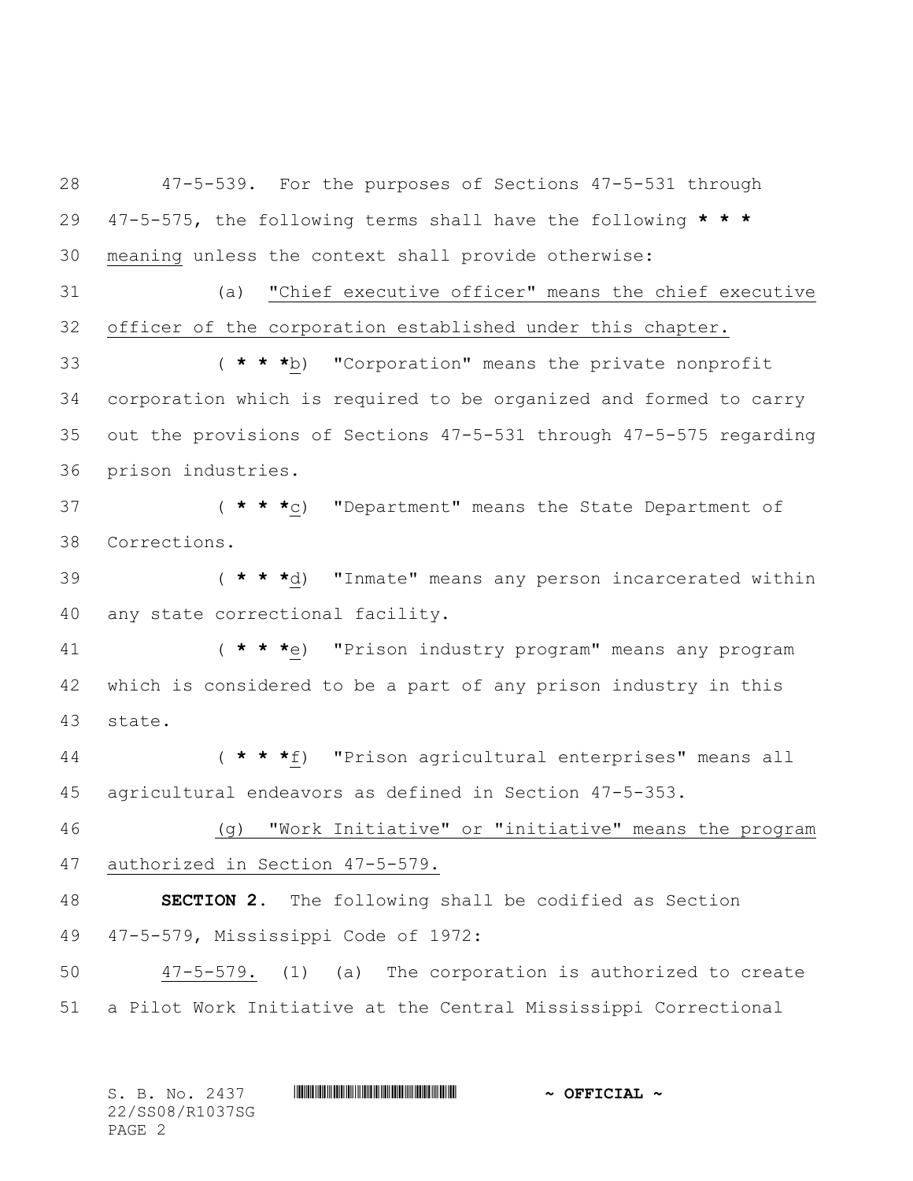47-5-539. For the purposes of Sections 47-5-531 through 47-5-575, the following terms shall have the following *** meaning unless the context shall provide otherwise:

(a) "Chief executive officer" means the chief executive officer of the corporation established under this chapter.

(***b) "Corporation" means the private nonprofit corporation which is required to be organized and formed to carry out the provisions of Sections 47-5-531 through 47-5-575 regarding prison industries.

(***c) "Department" means the State Department of Corrections.

(***d) "Inmate" means any person incarcerated within any state correctional facility.

(***e) "Prison industry program" means any program which is considered to be a part of any prison industry in this state.

(***f) "Prison agricultural enterprises" means all agricultural endeavors as defined in Section 47-5-353.

(g) "Work Initiative" or "initiative" means the program authorized in Section 47-5-579.

**SECTION 2.** The following shall be codified as Section 47-5-579, Mississippi Code of 1972:

47-5-579. (1) (a) The corporation is authorized to create a Pilot Work Initiative at the Central Mississippi Correctional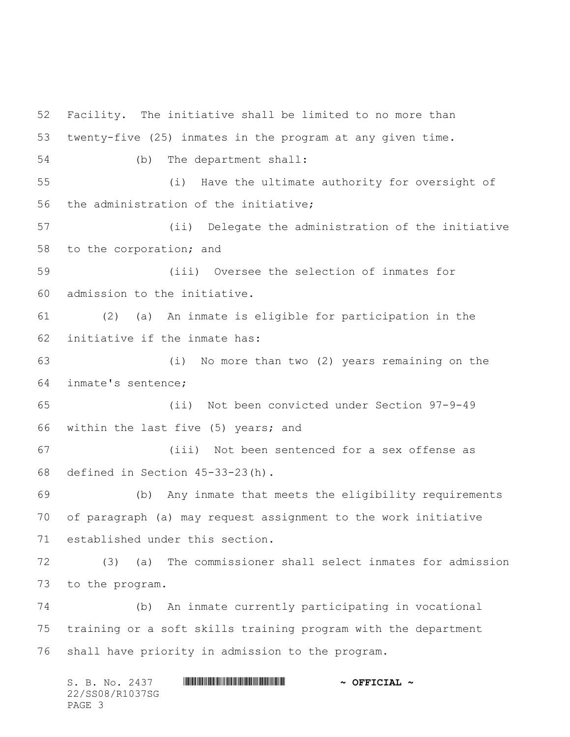Facility. The initiative shall be limited to no more than twenty-five (25) inmates in the program at any given time.

(b) The department shall:

(i) Have the ultimate authority for oversight of the administration of the initiative;

(ii) Delegate the administration of the initiative to the corporation; and

(iii) Oversee the selection of inmates for admission to the initiative.

(2) (a) An inmate is eligible for participation in the initiative if the inmate has:

(i) No more than two (2) years remaining on the inmate's sentence;

(ii) Not been convicted under Section 97-9-49 within the last five (5) years; and

(iii) Not been sentenced for a sex offense as defined in Section 45-33-23(h).

(b) Any inmate that meets the eligibility requirements of paragraph (a) may request assignment to the work initiative established under this section.

(3) (a) The commissioner shall select inmates for admission to the program.

(b) An inmate currently participating in vocational training or a soft skills training program with the department shall have priority in admission to the program.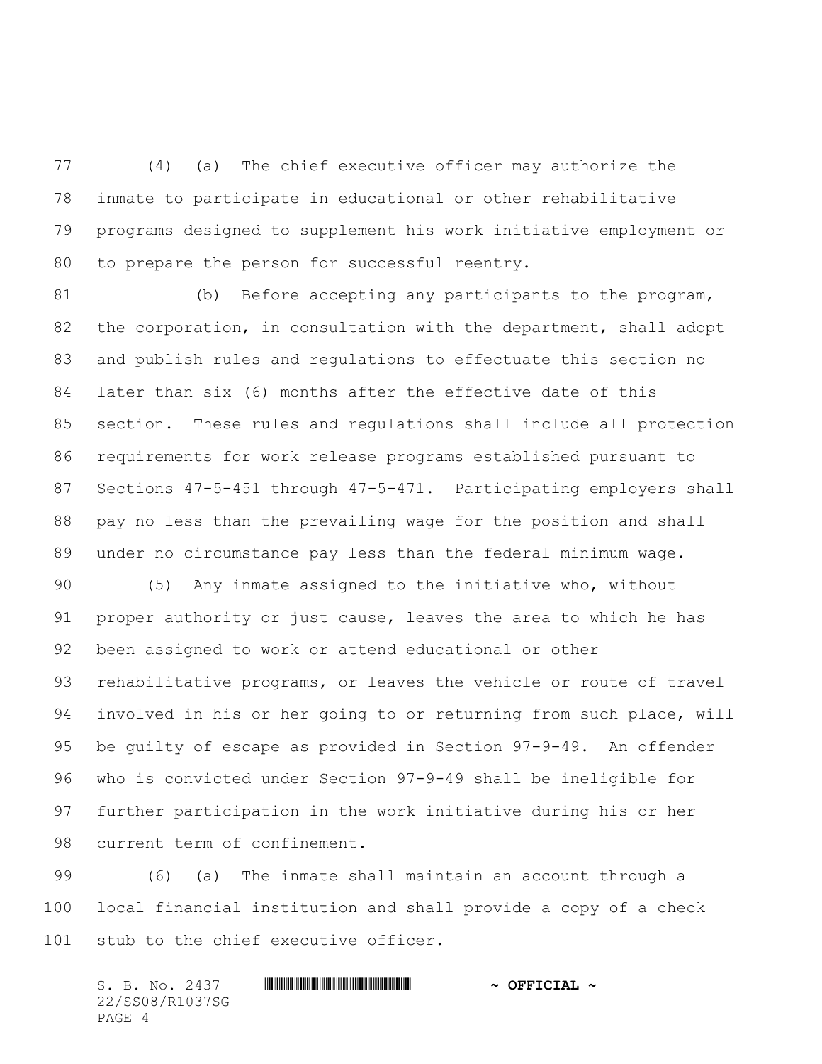(4) (a) The chief executive officer may authorize the inmate to participate in educational or other rehabilitative programs designed to supplement his work initiative employment or to prepare the person for successful reentry.

(b) Before accepting any participants to the program, the corporation, in consultation with the department, shall adopt and publish rules and regulations to effectuate this section no later than six (6) months after the effective date of this section. These rules and regulations shall include all protection requirements for work release programs established pursuant to Sections 47-5-451 through 47-5-471. Participating employers shall pay no less than the prevailing wage for the position and shall under no circumstance pay less than the federal minimum wage.

(5) Any inmate assigned to the initiative who, without proper authority or just cause, leaves the area to which he has been assigned to work or attend educational or other rehabilitative programs, or leaves the vehicle or route of travel involved in his or her going to or returning from such place, will be guilty of escape as provided in Section 97-9-49. An offender who is convicted under Section 97-9-49 shall be ineligible for further participation in the work initiative during his or her current term of confinement.

(6) (a) The inmate shall maintain an account through a local financial institution and shall provide a copy of a check stub to the chief executive officer.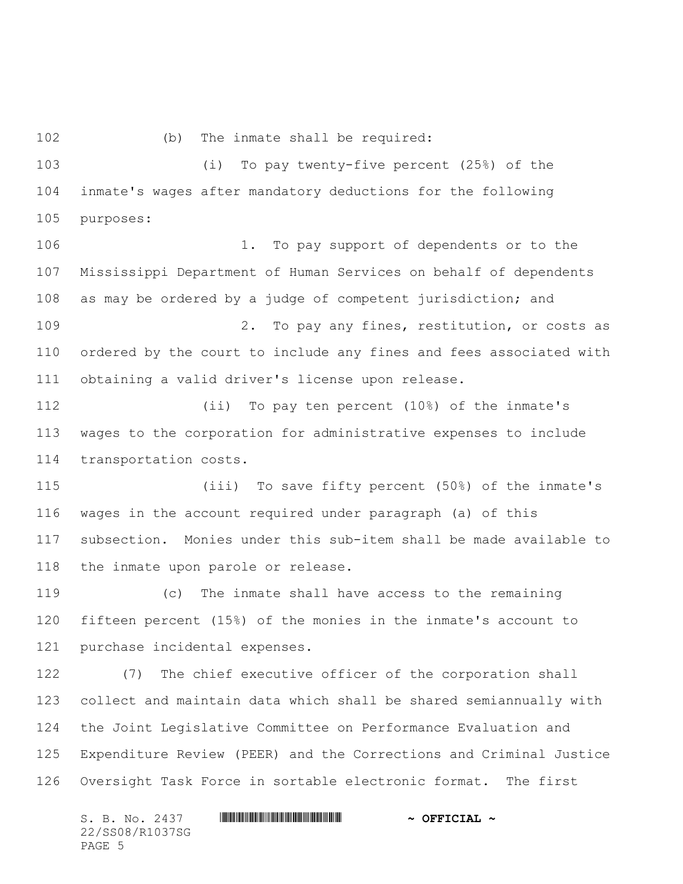(b) The inmate shall be required:

(i) To pay twenty-five percent (25%) of the inmate's wages after mandatory deductions for the following purposes:

1. To pay support of dependents or to the Mississippi Department of Human Services on behalf of dependents as may be ordered by a judge of competent jurisdiction; and

2. To pay any fines, restitution, or costs as ordered by the court to include any fines and fees associated with obtaining a valid driver's license upon release.

(ii) To pay ten percent (10%) of the inmate's wages to the corporation for administrative expenses to include transportation costs.

(iii) To save fifty percent (50%) of the inmate's wages in the account required under paragraph (a) of this subsection. Monies under this sub-item shall be made available to the inmate upon parole or release.

(c) The inmate shall have access to the remaining fifteen percent (15%) of the monies in the inmate's account to purchase incidental expenses.

(7) The chief executive officer of the corporation shall collect and maintain data which shall be shared semiannually with the Joint Legislative Committee on Performance Evaluation and Expenditure Review (PEER) and the Corrections and Criminal Justice Oversight Task Force in sortable electronic format. The first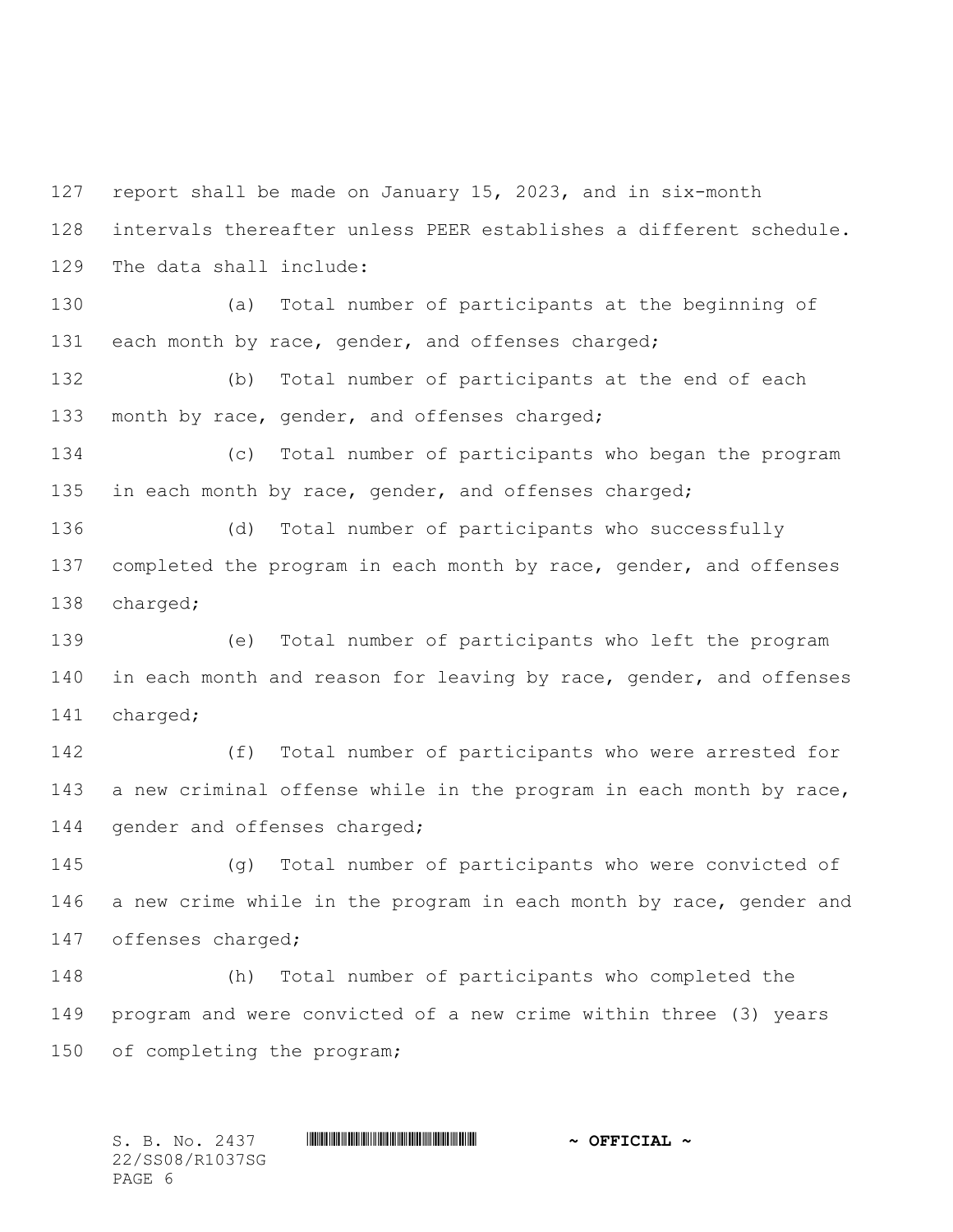report shall be made on January 15, 2023, and in six-month intervals thereafter unless PEER establishes a different schedule. The data shall include:

(a) Total number of participants at the beginning of each month by race, gender, and offenses charged;

(b) Total number of participants at the end of each month by race, gender, and offenses charged;

(c) Total number of participants who began the program in each month by race, gender, and offenses charged;

(d) Total number of participants who successfully completed the program in each month by race, gender, and offenses charged;

(e) Total number of participants who left the program in each month and reason for leaving by race, gender, and offenses charged;

(f) Total number of participants who were arrested for a new criminal offense while in the program in each month by race, gender and offenses charged;

(g) Total number of participants who were convicted of a new crime while in the program in each month by race, gender and offenses charged;

(h) Total number of participants who completed the program and were convicted of a new crime within three (3) years of completing the program;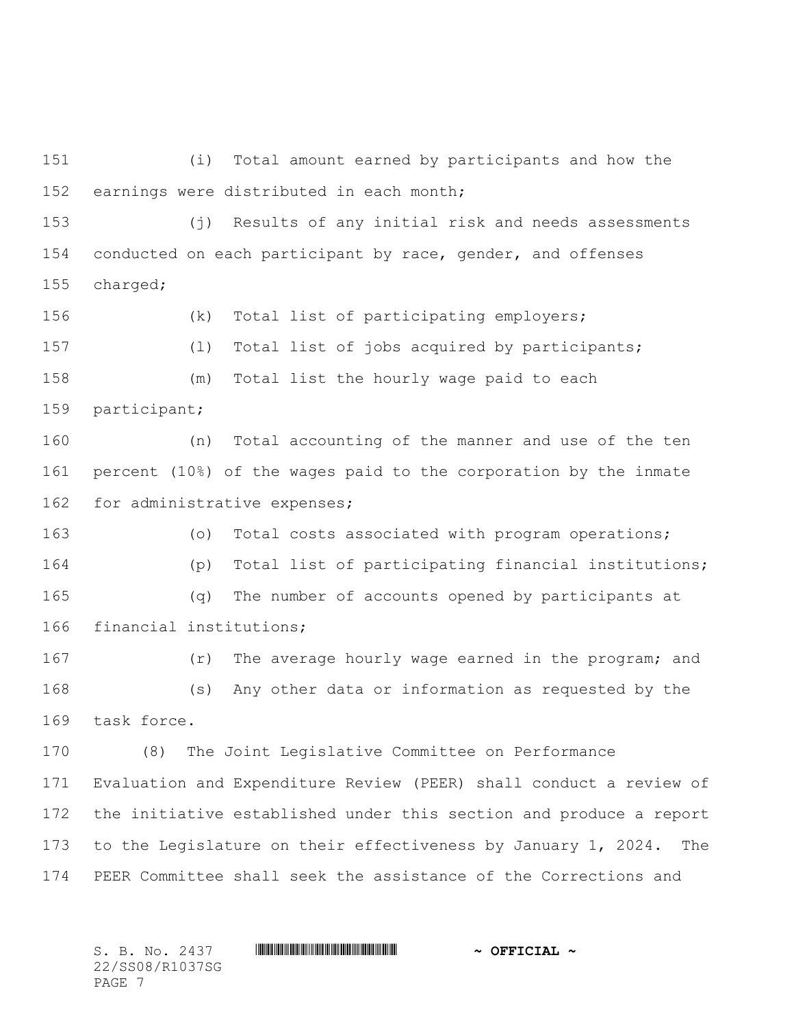(i) Total amount earned by participants and how the earnings were distributed in each month;

(j) Results of any initial risk and needs assessments conducted on each participant by race, gender, and offenses charged;

(k) Total list of participating employers;

(l) Total list of jobs acquired by participants;

(m) Total list the hourly wage paid to each participant;

(n) Total accounting of the manner and use of the ten percent (10%) of the wages paid to the corporation by the inmate for administrative expenses;

(o) Total costs associated with program operations;

(p) Total list of participating financial institutions;

(q) The number of accounts opened by participants at financial institutions;

(r) The average hourly wage earned in the program; and

(s) Any other data or information as requested by the task force.

(8) The Joint Legislative Committee on Performance Evaluation and Expenditure Review (PEER) shall conduct a review of the initiative established under this section and produce a report to the Legislature on their effectiveness by January 1, 2024. The PEER Committee shall seek the assistance of the Corrections and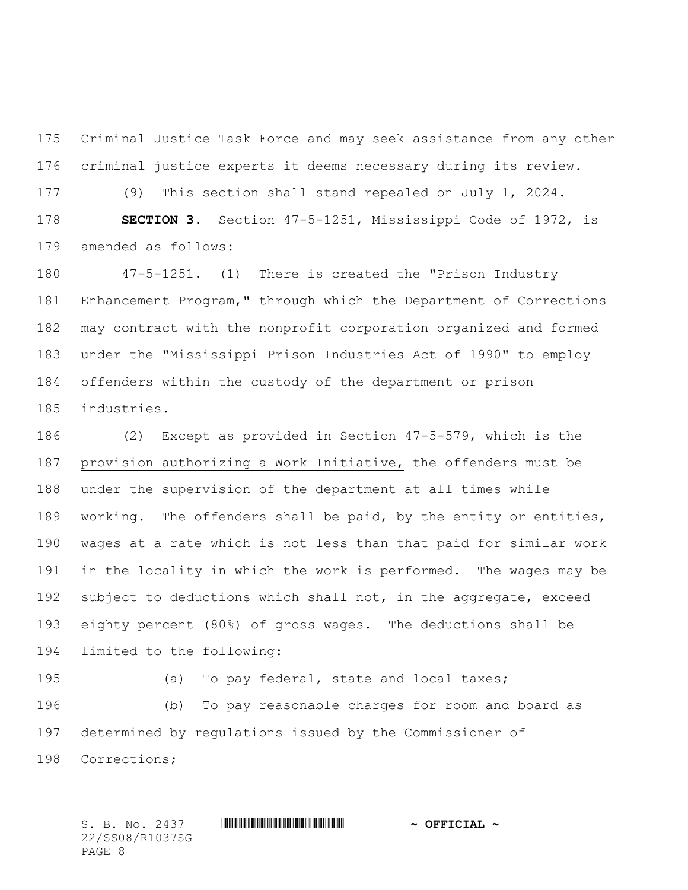Criminal Justice Task Force and may seek assistance from any other criminal justice experts it deems necessary during its review.

(9) This section shall stand repealed on July 1, 2024.

**SECTION 3.** Section 47-5-1251, Mississippi Code of 1972, is amended as follows:

47-5-1251. (1) There is created the "Prison Industry Enhancement Program," through which the Department of Corrections may contract with the nonprofit corporation organized and formed under the "Mississippi Prison Industries Act of 1990" to employ offenders within the custody of the department or prison industries.

<u>(2) Except as provided in Section 47-5-579, which is the provision authorizing a Work Initiative,</u> the offenders must be under the supervision of the department at all times while working. The offenders shall be paid, by the entity or entities, wages at a rate which is not less than that paid for similar work in the locality in which the work is performed. The wages may be subject to deductions which shall not, in the aggregate, exceed eighty percent (80%) of gross wages. The deductions shall be limited to the following:

(a) To pay federal, state and local taxes;

(b) To pay reasonable charges for room and board as determined by regulations issued by the Commissioner of Corrections;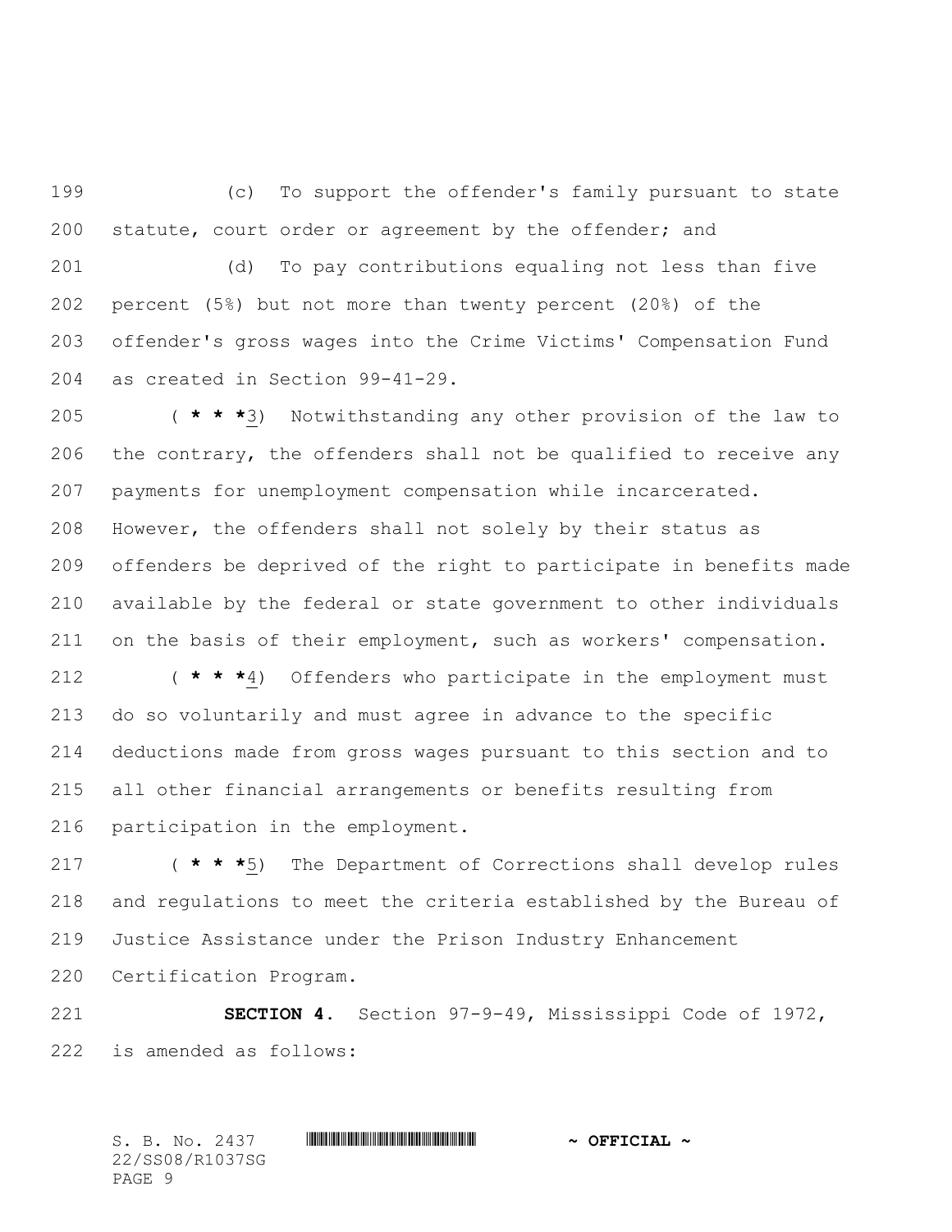(c) To support the offender's family pursuant to state statute, court order or agreement by the offender; and

(d) To pay contributions equaling not less than five percent (5%) but not more than twenty percent (20%) of the offender's gross wages into the Crime Victims' Compensation Fund as created in Section 99-41-29.

( *** 3) Notwithstanding any other provision of the law to the contrary, the offenders shall not be qualified to receive any payments for unemployment compensation while incarcerated. However, the offenders shall not solely by their status as offenders be deprived of the right to participate in benefits made available by the federal or state government to other individuals on the basis of their employment, such as workers' compensation.

( *** 4) Offenders who participate in the employment must do so voluntarily and must agree in advance to the specific deductions made from gross wages pursuant to this section and to all other financial arrangements or benefits resulting from participation in the employment.

( *** 5) The Department of Corrections shall develop rules and regulations to meet the criteria established by the Bureau of Justice Assistance under the Prison Industry Enhancement Certification Program.

**SECTION 4.** Section 97-9-49, Mississippi Code of 1972, is amended as follows: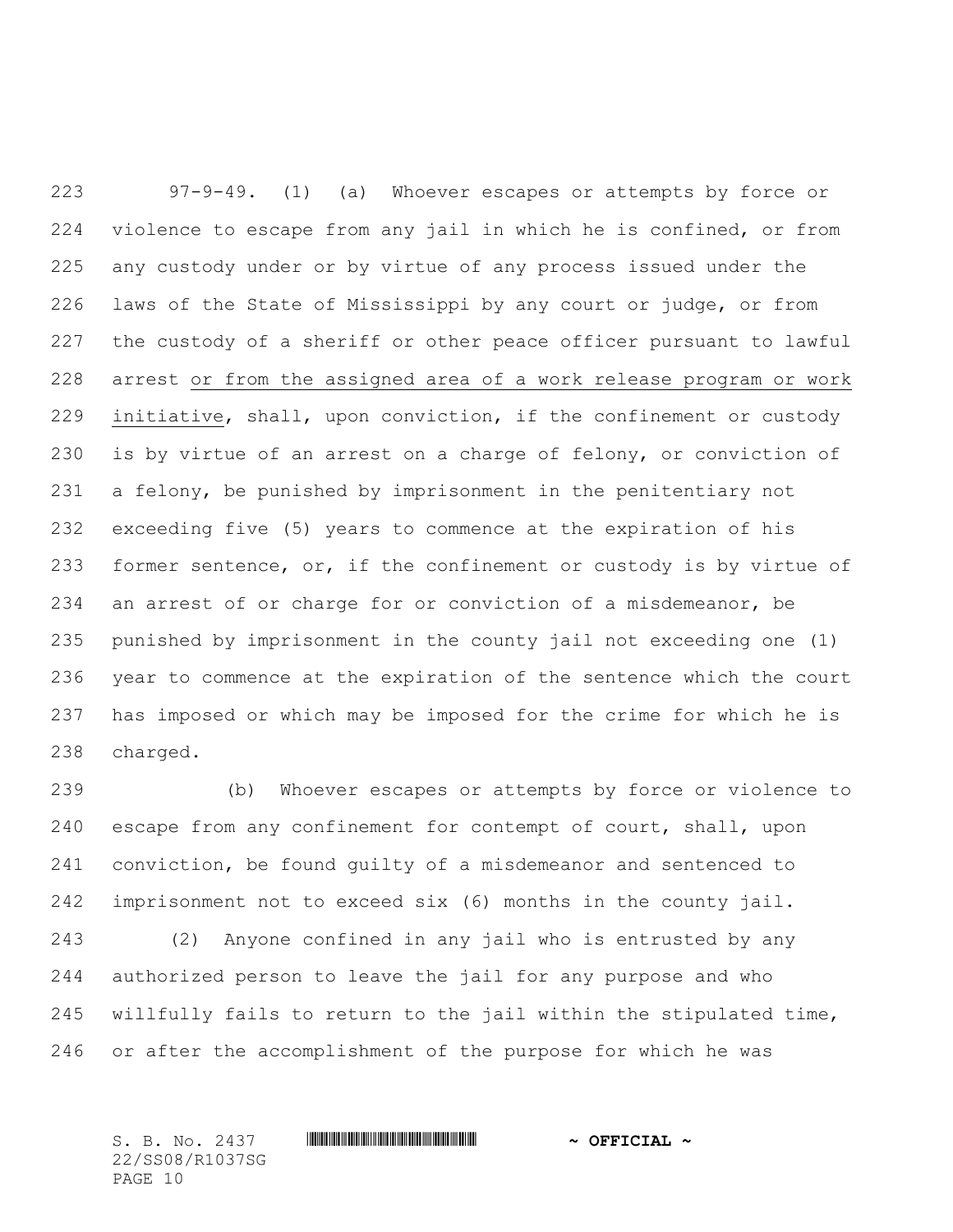97-9-49. (1) (a) Whoever escapes or attempts by force or violence to escape from any jail in which he is confined, or from any custody under or by virtue of any process issued under the laws of the State of Mississippi by any court or judge, or from the custody of a sheriff or other peace officer pursuant to lawful arrest <u>or from the assigned area of a work release program or work initiative</u>, shall, upon conviction, if the confinement or custody is by virtue of an arrest on a charge of felony, or conviction of a felony, be punished by imprisonment in the penitentiary not exceeding five (5) years to commence at the expiration of his former sentence, or, if the confinement or custody is by virtue of an arrest of or charge for or conviction of a misdemeanor, be punished by imprisonment in the county jail not exceeding one (1) year to commence at the expiration of the sentence which the court has imposed or which may be imposed for the crime for which he is charged.

(b) Whoever escapes or attempts by force or violence to escape from any confinement for contempt of court, shall, upon conviction, be found guilty of a misdemeanor and sentenced to imprisonment not to exceed six (6) months in the county jail.

(2) Anyone confined in any jail who is entrusted by any authorized person to leave the jail for any purpose and who willfully fails to return to the jail within the stipulated time, or after the accomplishment of the purpose for which he was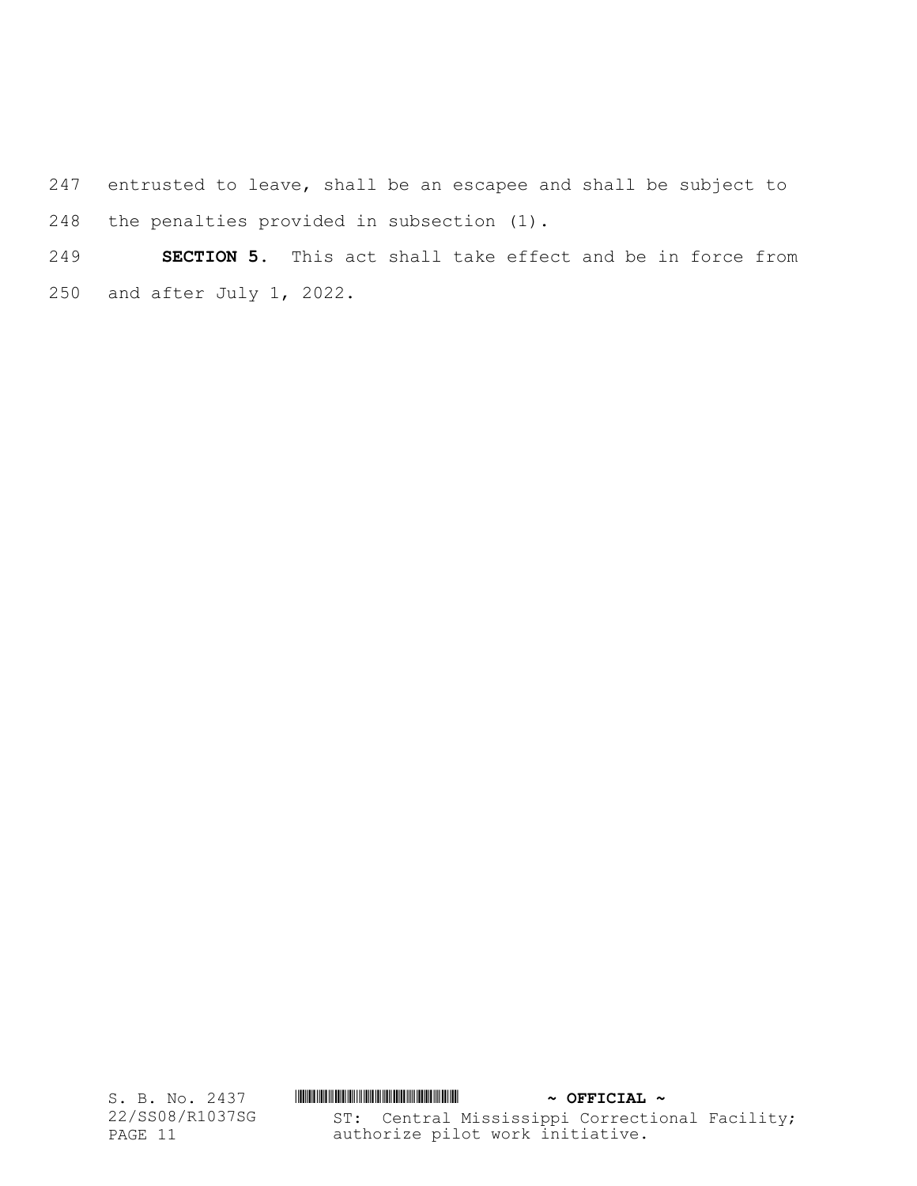entrusted to leave, shall be an escapee and shall be subject to the penalties provided in subsection (1).

**SECTION 5.** This act shall take effect and be in force from and after July 1, 2022.